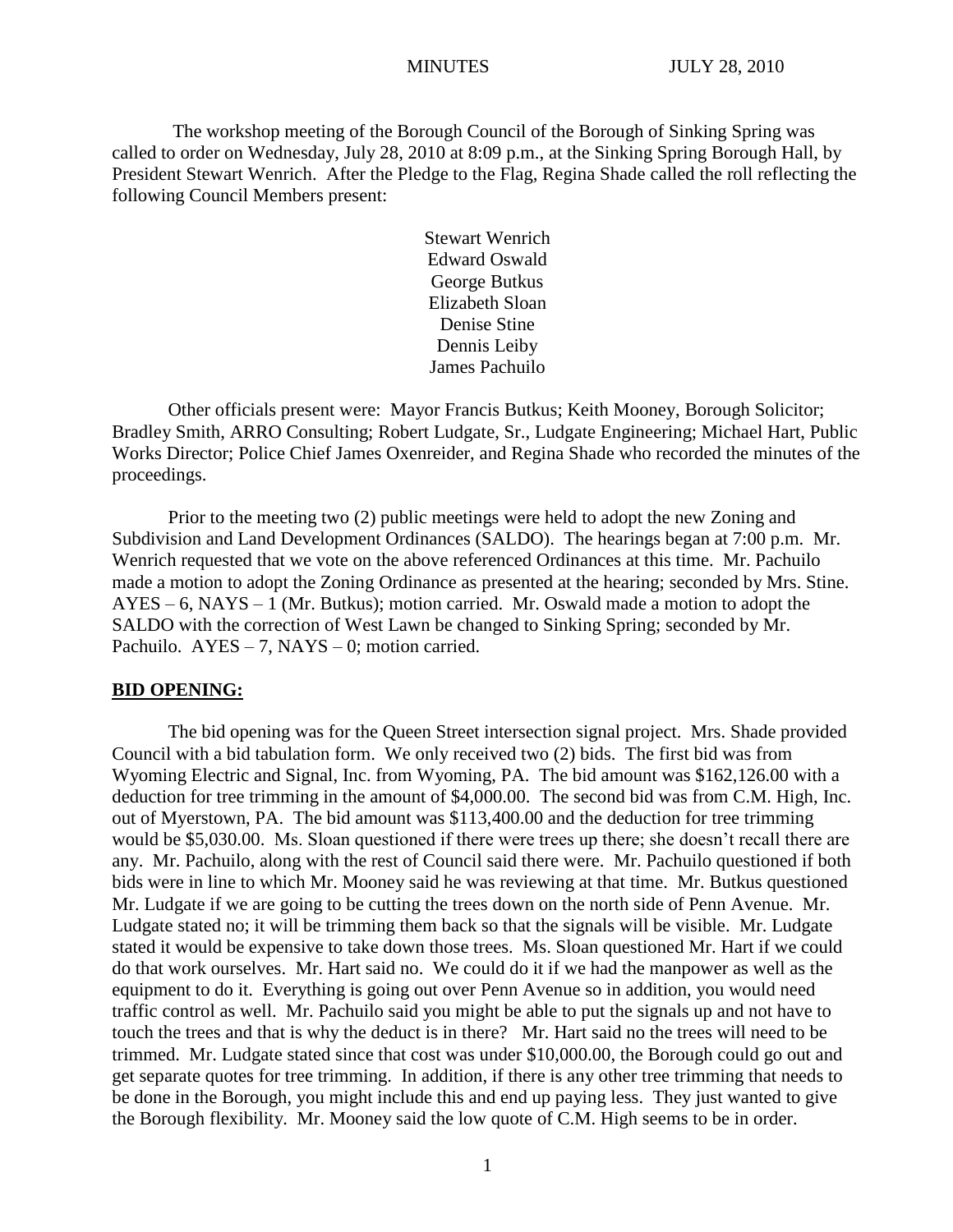MINUTES JULY 28, 2010

The workshop meeting of the Borough Council of the Borough of Sinking Spring was called to order on Wednesday, July 28, 2010 at 8:09 p.m., at the Sinking Spring Borough Hall, by President Stewart Wenrich. After the Pledge to the Flag, Regina Shade called the roll reflecting the following Council Members present:

Stewart Wenrich
Edward Oswald
George Butkus
Elizabeth Sloan
Denise Stine
Dennis Leiby
James Pachuilo

Other officials present were: Mayor Francis Butkus; Keith Mooney, Borough Solicitor; Bradley Smith, ARRO Consulting; Robert Ludgate, Sr., Ludgate Engineering; Michael Hart, Public Works Director; Police Chief James Oxenreider, and Regina Shade who recorded the minutes of the proceedings.

Prior to the meeting two (2) public meetings were held to adopt the new Zoning and Subdivision and Land Development Ordinances (SALDO). The hearings began at 7:00 p.m. Mr. Wenrich requested that we vote on the above referenced Ordinances at this time. Mr. Pachuilo made a motion to adopt the Zoning Ordinance as presented at the hearing; seconded by Mrs. Stine. AYES – 6, NAYS – 1 (Mr. Butkus); motion carried. Mr. Oswald made a motion to adopt the SALDO with the correction of West Lawn be changed to Sinking Spring; seconded by Mr. Pachuilo. AYES – 7, NAYS – 0; motion carried.

**BID OPENING:**

The bid opening was for the Queen Street intersection signal project. Mrs. Shade provided Council with a bid tabulation form. We only received two (2) bids. The first bid was from Wyoming Electric and Signal, Inc. from Wyoming, PA. The bid amount was $162,126.00 with a deduction for tree trimming in the amount of $4,000.00. The second bid was from C.M. High, Inc. out of Myerstown, PA. The bid amount was $113,400.00 and the deduction for tree trimming would be $5,030.00. Ms. Sloan questioned if there were trees up there; she doesn't recall there are any. Mr. Pachuilo, along with the rest of Council said there were. Mr. Pachuilo questioned if both bids were in line to which Mr. Mooney said he was reviewing at that time. Mr. Butkus questioned Mr. Ludgate if we are going to be cutting the trees down on the north side of Penn Avenue. Mr. Ludgate stated no; it will be trimming them back so that the signals will be visible. Mr. Ludgate stated it would be expensive to take down those trees. Ms. Sloan questioned Mr. Hart if we could do that work ourselves. Mr. Hart said no. We could do it if we had the manpower as well as the equipment to do it. Everything is going out over Penn Avenue so in addition, you would need traffic control as well. Mr. Pachuilo said you might be able to put the signals up and not have to touch the trees and that is why the deduct is in there? Mr. Hart said no the trees will need to be trimmed. Mr. Ludgate stated since that cost was under $10,000.00, the Borough could go out and get separate quotes for tree trimming. In addition, if there is any other tree trimming that needs to be done in the Borough, you might include this and end up paying less. They just wanted to give the Borough flexibility. Mr. Mooney said the low quote of C.M. High seems to be in order.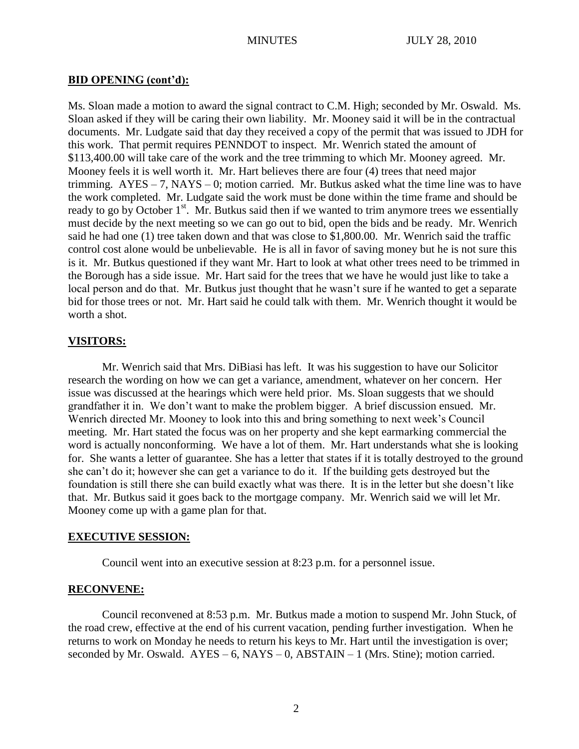## BID OPENING (cont'd):

Ms. Sloan made a motion to award the signal contract to C.M. High; seconded by Mr. Oswald. Ms. Sloan asked if they will be caring their own liability. Mr. Mooney said it will be in the contractual documents. Mr. Ludgate said that day they received a copy of the permit that was issued to JDH for this work. That permit requires PENNDOT to inspect. Mr. Wenrich stated the amount of \$113,400.00 will take care of the work and the tree trimming to which Mr. Mooney agreed. Mr. Mooney feels it is well worth it. Mr. Hart believes there are four (4) trees that need major trimming. AYES – 7, NAYS – 0; motion carried. Mr. Butkus asked what the time line was to have the work completed. Mr. Ludgate said the work must be done within the time frame and should be ready to go by October 1st. Mr. Butkus said then if we wanted to trim anymore trees we essentially must decide by the next meeting so we can go out to bid, open the bids and be ready. Mr. Wenrich said he had one (1) tree taken down and that was close to \$1,800.00. Mr. Wenrich said the traffic control cost alone would be unbelievable. He is all in favor of saving money but he is not sure this is it. Mr. Butkus questioned if they want Mr. Hart to look at what other trees need to be trimmed in the Borough has a side issue. Mr. Hart said for the trees that we have he would just like to take a local person and do that. Mr. Butkus just thought that he wasn't sure if he wanted to get a separate bid for those trees or not. Mr. Hart said he could talk with them. Mr. Wenrich thought it would be worth a shot.

## VISITORS:

Mr. Wenrich said that Mrs. DiBiasi has left. It was his suggestion to have our Solicitor research the wording on how we can get a variance, amendment, whatever on her concern. Her issue was discussed at the hearings which were held prior. Ms. Sloan suggests that we should grandfather it in. We don't want to make the problem bigger. A brief discussion ensued. Mr. Wenrich directed Mr. Mooney to look into this and bring something to next week's Council meeting. Mr. Hart stated the focus was on her property and she kept earmarking commercial the word is actually nonconforming. We have a lot of them. Mr. Hart understands what she is looking for. She wants a letter of guarantee. She has a letter that states if it is totally destroyed to the ground she can't do it; however she can get a variance to do it. If the building gets destroyed but the foundation is still there she can build exactly what was there. It is in the letter but she doesn't like that. Mr. Butkus said it goes back to the mortgage company. Mr. Wenrich said we will let Mr. Mooney come up with a game plan for that.

## EXECUTIVE SESSION:

Council went into an executive session at 8:23 p.m. for a personnel issue.

## RECONVENE:

Council reconvened at 8:53 p.m. Mr. Butkus made a motion to suspend Mr. John Stuck, of the road crew, effective at the end of his current vacation, pending further investigation. When he returns to work on Monday he needs to return his keys to Mr. Hart until the investigation is over; seconded by Mr. Oswald. AYES – 6, NAYS – 0, ABSTAIN – 1 (Mrs. Stine); motion carried.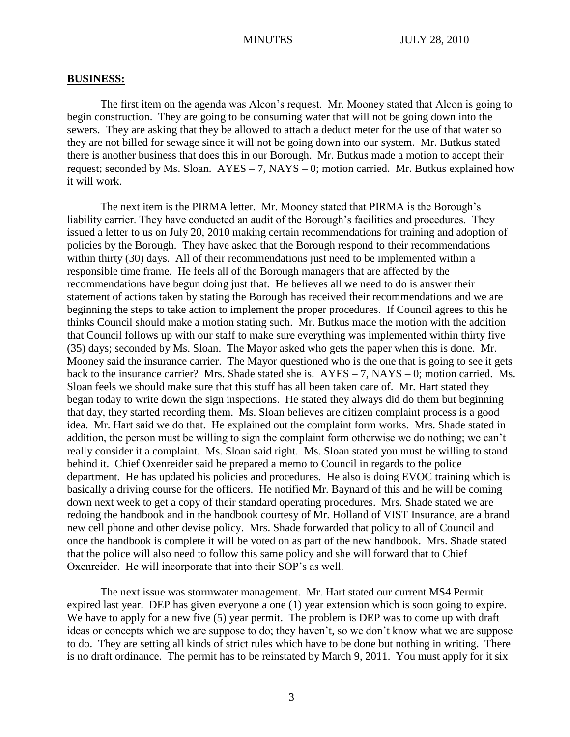**BUSINESS:**

The first item on the agenda was Alcon's request. Mr. Mooney stated that Alcon is going to begin construction. They are going to be consuming water that will not be going down into the sewers. They are asking that they be allowed to attach a deduct meter for the use of that water so they are not billed for sewage since it will not be going down into our system. Mr. Butkus stated there is another business that does this in our Borough. Mr. Butkus made a motion to accept their request; seconded by Ms. Sloan. AYES – 7, NAYS – 0; motion carried. Mr. Butkus explained how it will work.

The next item is the PIRMA letter. Mr. Mooney stated that PIRMA is the Borough's liability carrier. They have conducted an audit of the Borough's facilities and procedures. They issued a letter to us on July 20, 2010 making certain recommendations for training and adoption of policies by the Borough. They have asked that the Borough respond to their recommendations within thirty (30) days. All of their recommendations just need to be implemented within a responsible time frame. He feels all of the Borough managers that are affected by the recommendations have begun doing just that. He believes all we need to do is answer their statement of actions taken by stating the Borough has received their recommendations and we are beginning the steps to take action to implement the proper procedures. If Council agrees to this he thinks Council should make a motion stating such. Mr. Butkus made the motion with the addition that Council follows up with our staff to make sure everything was implemented within thirty five (35) days; seconded by Ms. Sloan. The Mayor asked who gets the paper when this is done. Mr. Mooney said the insurance carrier. The Mayor questioned who is the one that is going to see it gets back to the insurance carrier? Mrs. Shade stated she is. AYES – 7, NAYS – 0; motion carried. Ms. Sloan feels we should make sure that this stuff has all been taken care of. Mr. Hart stated they began today to write down the sign inspections. He stated they always did do them but beginning that day, they started recording them. Ms. Sloan believes are citizen complaint process is a good idea. Mr. Hart said we do that. He explained out the complaint form works. Mrs. Shade stated in addition, the person must be willing to sign the complaint form otherwise we do nothing; we can't really consider it a complaint. Ms. Sloan said right. Ms. Sloan stated you must be willing to stand behind it. Chief Oxenreider said he prepared a memo to Council in regards to the police department. He has updated his policies and procedures. He also is doing EVOC training which is basically a driving course for the officers. He notified Mr. Baynard of this and he will be coming down next week to get a copy of their standard operating procedures. Mrs. Shade stated we are redoing the handbook and in the handbook courtesy of Mr. Holland of VIST Insurance, are a brand new cell phone and other devise policy. Mrs. Shade forwarded that policy to all of Council and once the handbook is complete it will be voted on as part of the new handbook. Mrs. Shade stated that the police will also need to follow this same policy and she will forward that to Chief Oxenreider. He will incorporate that into their SOP's as well.

The next issue was stormwater management. Mr. Hart stated our current MS4 Permit expired last year. DEP has given everyone a one (1) year extension which is soon going to expire. We have to apply for a new five (5) year permit. The problem is DEP was to come up with draft ideas or concepts which we are suppose to do; they haven't, so we don't know what we are suppose to do. They are setting all kinds of strict rules which have to be done but nothing in writing. There is no draft ordinance. The permit has to be reinstated by March 9, 2011. You must apply for it six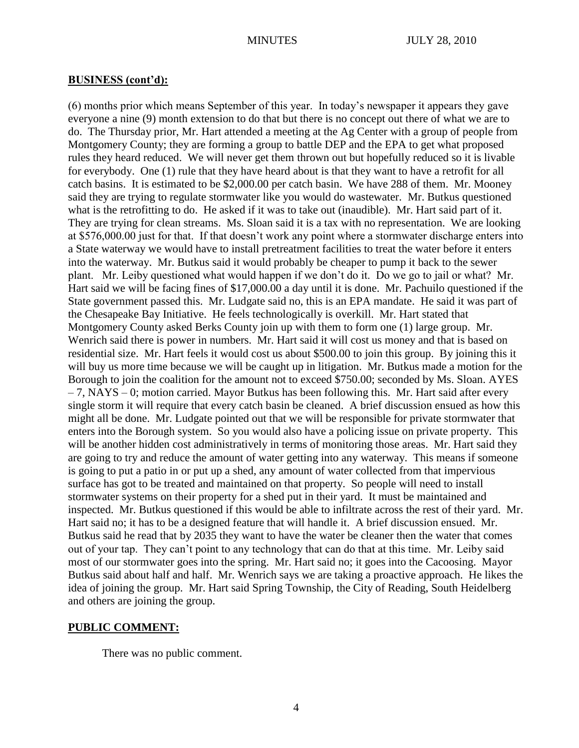## BUSINESS (cont'd):

(6) months prior which means September of this year. In today's newspaper it appears they gave everyone a nine (9) month extension to do that but there is no concept out there of what we are to do. The Thursday prior, Mr. Hart attended a meeting at the Ag Center with a group of people from Montgomery County; they are forming a group to battle DEP and the EPA to get what proposed rules they heard reduced. We will never get them thrown out but hopefully reduced so it is livable for everybody. One (1) rule that they have heard about is that they want to have a retrofit for all catch basins. It is estimated to be $2,000.00 per catch basin. We have 288 of them. Mr. Mooney said they are trying to regulate stormwater like you would do wastewater. Mr. Butkus questioned what is the retrofitting to do. He asked if it was to take out (inaudible). Mr. Hart said part of it. They are trying for clean streams. Ms. Sloan said it is a tax with no representation. We are looking at $576,000.00 just for that. If that doesn't work any point where a stormwater discharge enters into a State waterway we would have to install pretreatment facilities to treat the water before it enters into the waterway. Mr. Butkus said it would probably be cheaper to pump it back to the sewer plant. Mr. Leiby questioned what would happen if we don't do it. Do we go to jail or what? Mr. Hart said we will be facing fines of $17,000.00 a day until it is done. Mr. Pachuilo questioned if the State government passed this. Mr. Ludgate said no, this is an EPA mandate. He said it was part of the Chesapeake Bay Initiative. He feels technologically is overkill. Mr. Hart stated that Montgomery County asked Berks County join up with them to form one (1) large group. Mr. Wenrich said there is power in numbers. Mr. Hart said it will cost us money and that is based on residential size. Mr. Hart feels it would cost us about $500.00 to join this group. By joining this it will buy us more time because we will be caught up in litigation. Mr. Butkus made a motion for the Borough to join the coalition for the amount not to exceed $750.00; seconded by Ms. Sloan. AYES – 7, NAYS – 0; motion carried. Mayor Butkus has been following this. Mr. Hart said after every single storm it will require that every catch basin be cleaned. A brief discussion ensued as how this might all be done. Mr. Ludgate pointed out that we will be responsible for private stormwater that enters into the Borough system. So you would also have a policing issue on private property. This will be another hidden cost administratively in terms of monitoring those areas. Mr. Hart said they are going to try and reduce the amount of water getting into any waterway. This means if someone is going to put a patio in or put up a shed, any amount of water collected from that impervious surface has got to be treated and maintained on that property. So people will need to install stormwater systems on their property for a shed put in their yard. It must be maintained and inspected. Mr. Butkus questioned if this would be able to infiltrate across the rest of their yard. Mr. Hart said no; it has to be a designed feature that will handle it. A brief discussion ensued. Mr. Butkus said he read that by 2035 they want to have the water be cleaner then the water that comes out of your tap. They can't point to any technology that can do that at this time. Mr. Leiby said most of our stormwater goes into the spring. Mr. Hart said no; it goes into the Cacoosing. Mayor Butkus said about half and half. Mr. Wenrich says we are taking a proactive approach. He likes the idea of joining the group. Mr. Hart said Spring Township, the City of Reading, South Heidelberg and others are joining the group.

## PUBLIC COMMENT:

There was no public comment.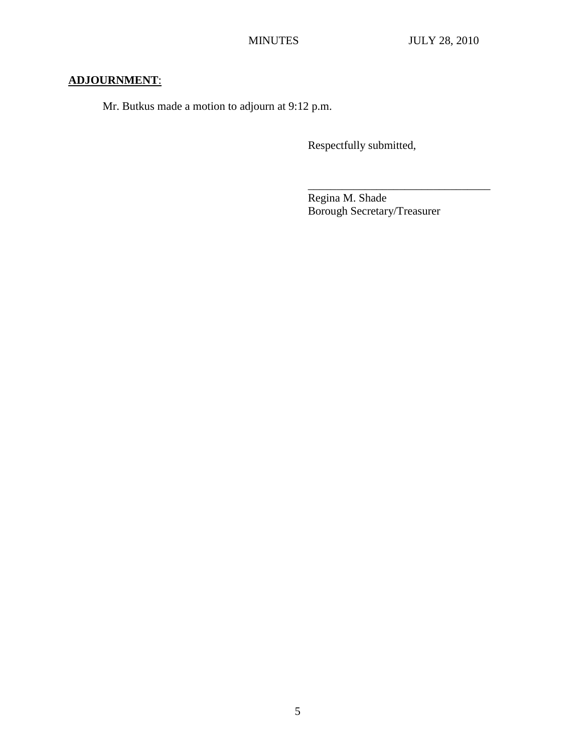**ADJOURNMENT**:

Mr. Butkus made a motion to adjourn at 9:12 p.m.

Respectfully submitted,

\_\_\_\_\_\_\_\_\_\_\_\_\_\_\_\_\_\_\_\_\_\_\_\_\_\_\_\_\_\_\_\_

Regina M. Shade
Borough Secretary/Treasurer